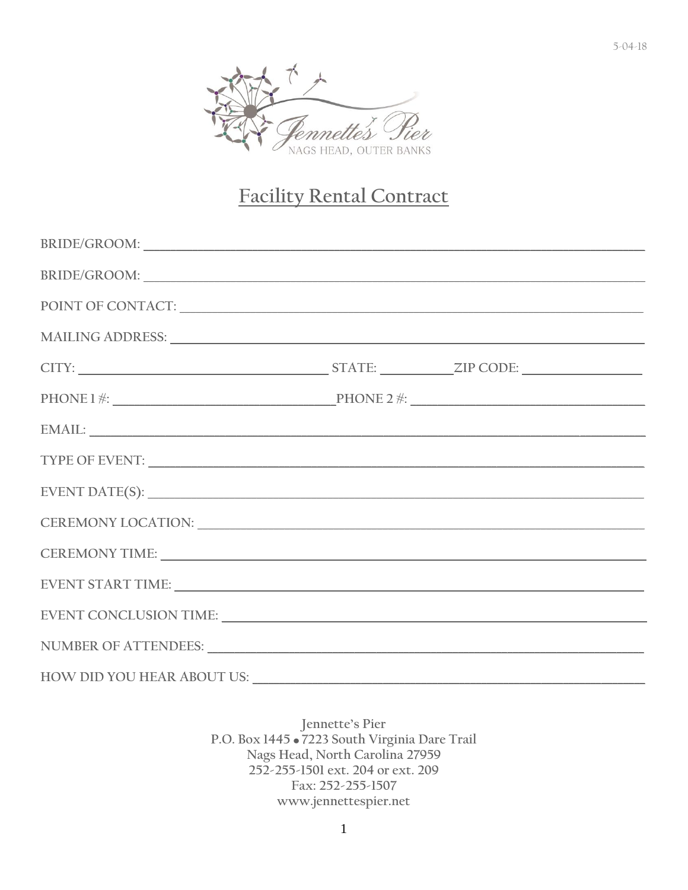5-04-18

Jennette's Pier
NAGS HEAD, OUTER BANKS

# Facility Rental Contract

BRIDE/GROOM: ______________________________________________

BRIDE/GROOM: ______________________________________________

POINT OF CONTACT: ______________________________________________

MAILING ADDRESS: ______________________________________________

CITY: ______________________ STATE: __________ ZIP CODE: ______________

PHONE 1 #: ______________________ PHONE 2 #: ______________________

EMAIL: ______________________________________________

TYPE OF EVENT: ______________________________________________

EVENT DATE(S): ______________________________________________

CEREMONY LOCATION: ______________________________________________

CEREMONY TIME: ______________________________________________

EVENT START TIME: ______________________________________________

EVENT CONCLUSION TIME: ______________________________________________

NUMBER OF ATTENDEES: ______________________________________________

HOW DID YOU HEAR ABOUT US: ______________________________________________

**Jennette's Pier**
**P.O. Box 1445 • 7223 South Virginia Dare Trail**
**Nags Head, North Carolina 27959**
**252-255-1501 ext. 204 or ext. 209**
**Fax: 252-255-1507**
**www.jennettespier.net**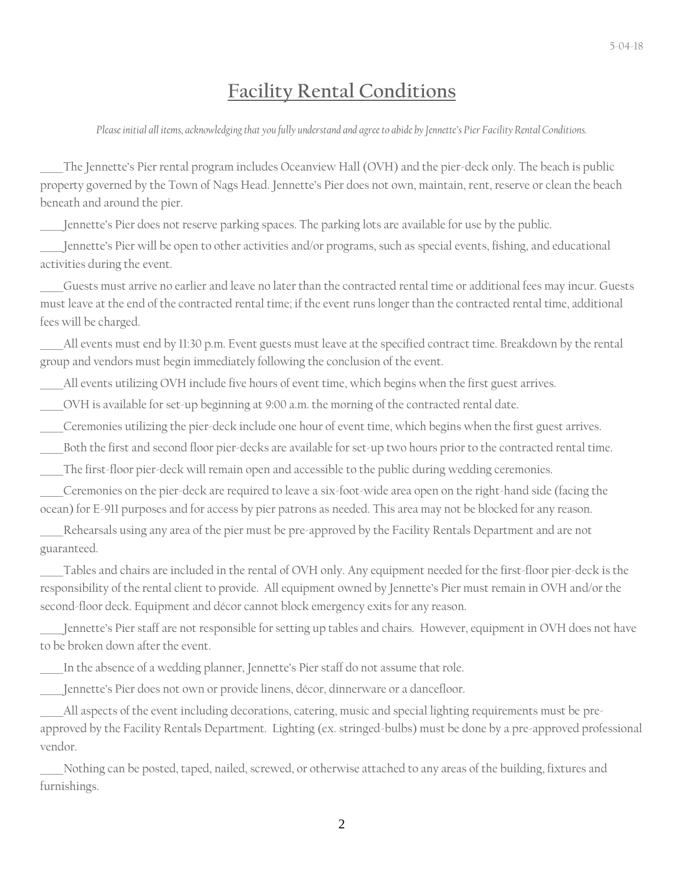# Facility Rental Conditions

*Please initial all items, acknowledging that you fully understand and agree to abide by Jennette's Pier Facility Rental Conditions.*

____The Jennette's Pier rental program includes Oceanview Hall (OVH) and the pier-deck only. The beach is public property governed by the Town of Nags Head. Jennette's Pier does not own, maintain, rent, reserve or clean the beach beneath and around the pier.

____Jennette's Pier does not reserve parking spaces. The parking lots are available for use by the public.

____Jennette's Pier will be open to other activities and/or programs, such as special events, fishing, and educational activities during the event.

____Guests must arrive no earlier and leave no later than the contracted rental time or additional fees may incur. Guests must leave at the end of the contracted rental time; if the event runs longer than the contracted rental time, additional fees will be charged.

____All events must end by 11:30 p.m. Event guests must leave at the specified contract time. Breakdown by the rental group and vendors must begin immediately following the conclusion of the event.

____All events utilizing OVH include five hours of event time, which begins when the first guest arrives.

____OVH is available for set-up beginning at 9:00 a.m. the morning of the contracted rental date.

____Ceremonies utilizing the pier-deck include one hour of event time, which begins when the first guest arrives.

____Both the first and second floor pier-decks are available for set-up two hours prior to the contracted rental time.

____The first-floor pier-deck will remain open and accessible to the public during wedding ceremonies.

____Ceremonies on the pier-deck are required to leave a six-foot-wide area open on the right-hand side (facing the ocean) for E-911 purposes and for access by pier patrons as needed. This area may not be blocked for any reason.

____Rehearsals using any area of the pier must be pre-approved by the Facility Rentals Department and are not guaranteed.

____Tables and chairs are included in the rental of OVH only. Any equipment needed for the first-floor pier-deck is the responsibility of the rental client to provide. All equipment owned by Jennette's Pier must remain in OVH and/or the second-floor deck. Equipment and décor cannot block emergency exits for any reason.

____Jennette's Pier staff are not responsible for setting up tables and chairs. However, equipment in OVH does not have to be broken down after the event.

____In the absence of a wedding planner, Jennette's Pier staff do not assume that role.

____Jennette's Pier does not own or provide linens, décor, dinnerware or a dancefloor.

____All aspects of the event including decorations, catering, music and special lighting requirements must be pre-approved by the Facility Rentals Department. Lighting (ex. stringed-bulbs) must be done by a pre-approved professional vendor.

____Nothing can be posted, taped, nailed, screwed, or otherwise attached to any areas of the building, fixtures and furnishings.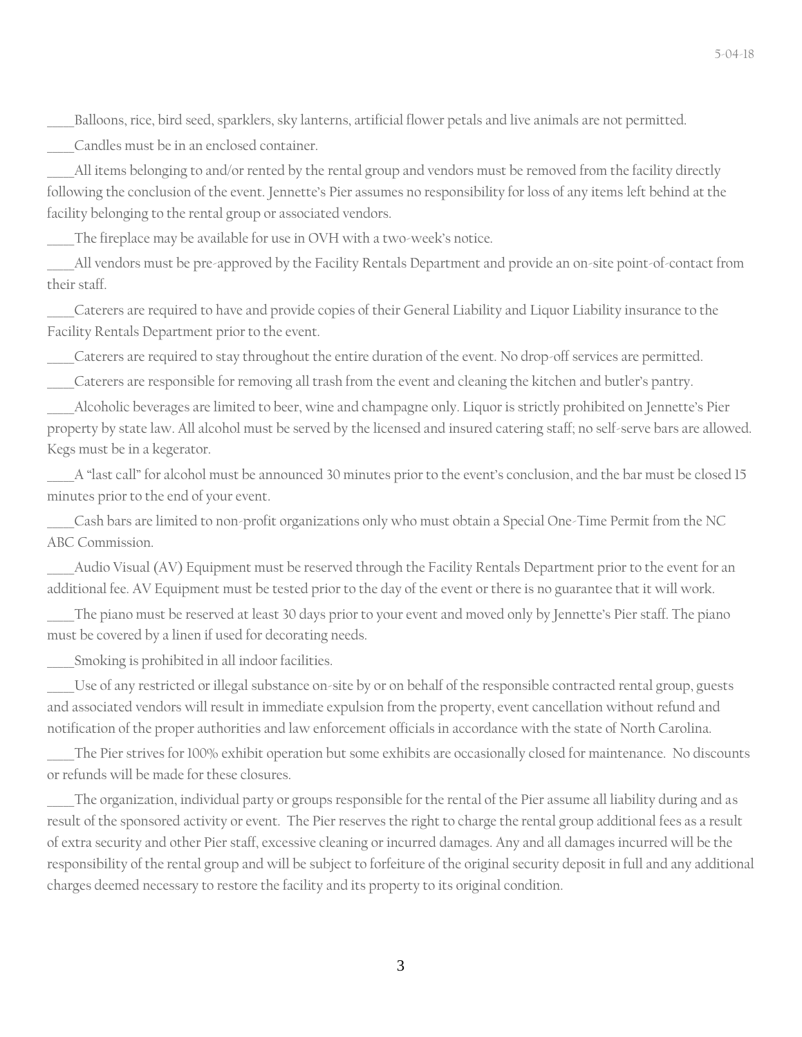____Balloons, rice, bird seed, sparklers, sky lanterns, artificial flower petals and live animals are not permitted.

____Candles must be in an enclosed container.

____All items belonging to and/or rented by the rental group and vendors must be removed from the facility directly following the conclusion of the event. Jennette's Pier assumes no responsibility for loss of any items left behind at the facility belonging to the rental group or associated vendors.

____The fireplace may be available for use in OVH with a two-week's notice.

____All vendors must be pre-approved by the Facility Rentals Department and provide an on-site point-of-contact from their staff.

____Caterers are required to have and provide copies of their General Liability and Liquor Liability insurance to the Facility Rentals Department prior to the event.

____Caterers are required to stay throughout the entire duration of the event. No drop-off services are permitted.

____Caterers are responsible for removing all trash from the event and cleaning the kitchen and butler's pantry.

____Alcoholic beverages are limited to beer, wine and champagne only. Liquor is strictly prohibited on Jennette's Pier property by state law. All alcohol must be served by the licensed and insured catering staff; no self-serve bars are allowed. Kegs must be in a kegerator.

____A "last call" for alcohol must be announced 30 minutes prior to the event's conclusion, and the bar must be closed 15 minutes prior to the end of your event.

____Cash bars are limited to non-profit organizations only who must obtain a Special One-Time Permit from the NC ABC Commission.

____Audio Visual (AV) Equipment must be reserved through the Facility Rentals Department prior to the event for an additional fee. AV Equipment must be tested prior to the day of the event or there is no guarantee that it will work.

____The piano must be reserved at least 30 days prior to your event and moved only by Jennette's Pier staff. The piano must be covered by a linen if used for decorating needs.

____Smoking is prohibited in all indoor facilities.

____Use of any restricted or illegal substance on-site by or on behalf of the responsible contracted rental group, guests and associated vendors will result in immediate expulsion from the property, event cancellation without refund and notification of the proper authorities and law enforcement officials in accordance with the state of North Carolina.

____The Pier strives for 100% exhibit operation but some exhibits are occasionally closed for maintenance. No discounts or refunds will be made for these closures.

____The organization, individual party or groups responsible for the rental of the Pier assume all liability during and as result of the sponsored activity or event. The Pier reserves the right to charge the rental group additional fees as a result of extra security and other Pier staff, excessive cleaning or incurred damages. Any and all damages incurred will be the responsibility of the rental group and will be subject to forfeiture of the original security deposit in full and any additional charges deemed necessary to restore the facility and its property to its original condition.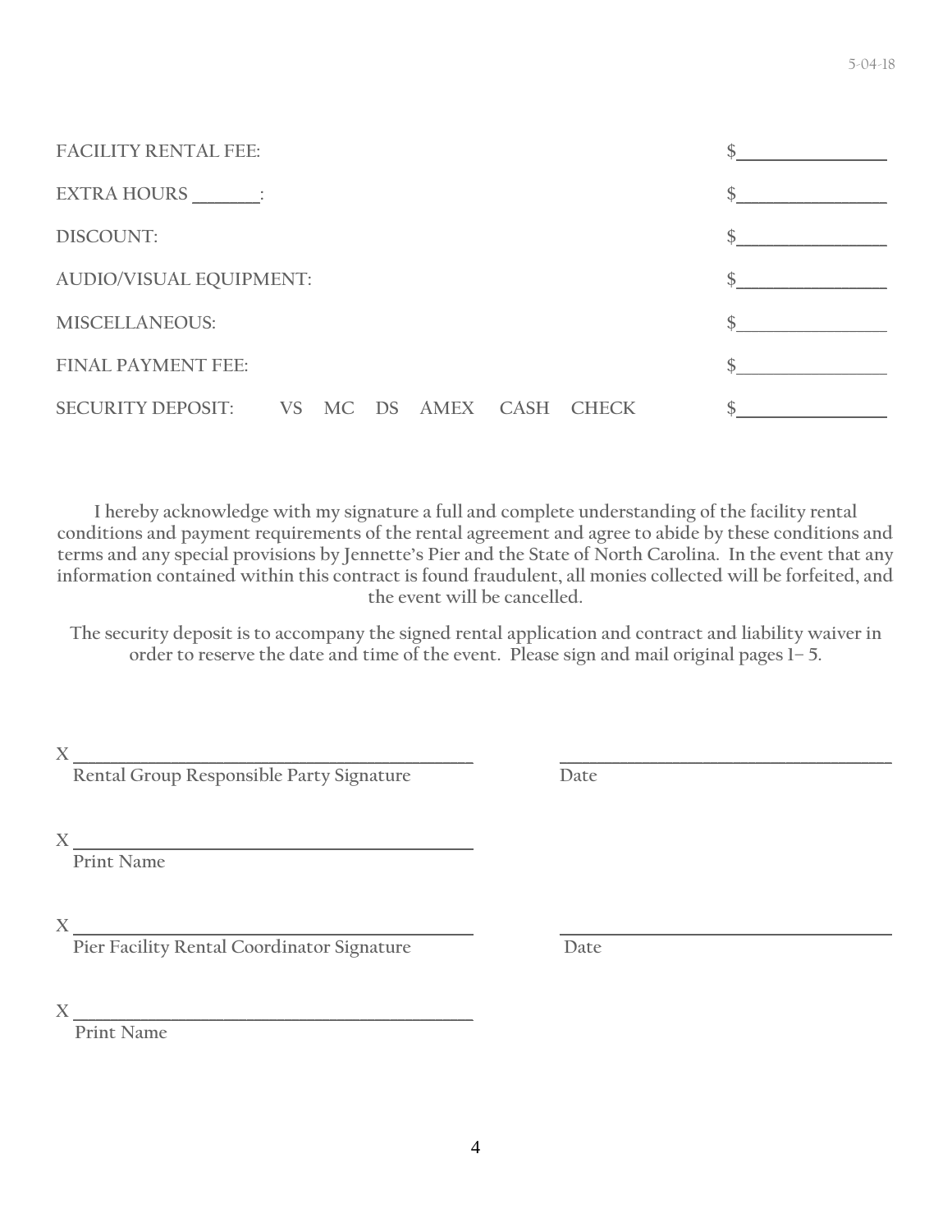| | |
|---|---|
| FACILITY RENTAL FEE: | $________________ |
| EXTRA HOURS _______: | $________________ |
| DISCOUNT: | $________________ |
| AUDIO/VISUAL EQUIPMENT: | $________________ |
| MISCELLANEOUS: | $________________ |
| FINAL PAYMENT FEE: | $________________ |
| SECURITY DEPOSIT: VS MC DS AMEX CASH CHECK | $________________ |

**I hereby acknowledge with my signature a full and complete understanding of the facility rental conditions and payment requirements of the rental agreement and agree to abide by these conditions and terms and any special provisions by Jennette's Pier and the State of North Carolina. In the event that any information contained within this contract is found fraudulent, all monies collected will be forfeited, and the event will be cancelled.**

**The security deposit is to accompany the signed rental application and contract and liability waiver in order to reserve the date and time of the event. Please sign and mail original pages 1– 5.**

X ____________________________________________ ____________________________________
Rental Group Responsible Party Signature Date

X ____________________________________________
Print Name

X ____________________________________________ ____________________________________
Pier Facility Rental Coordinator Signature Date

X ____________________________________________
Print Name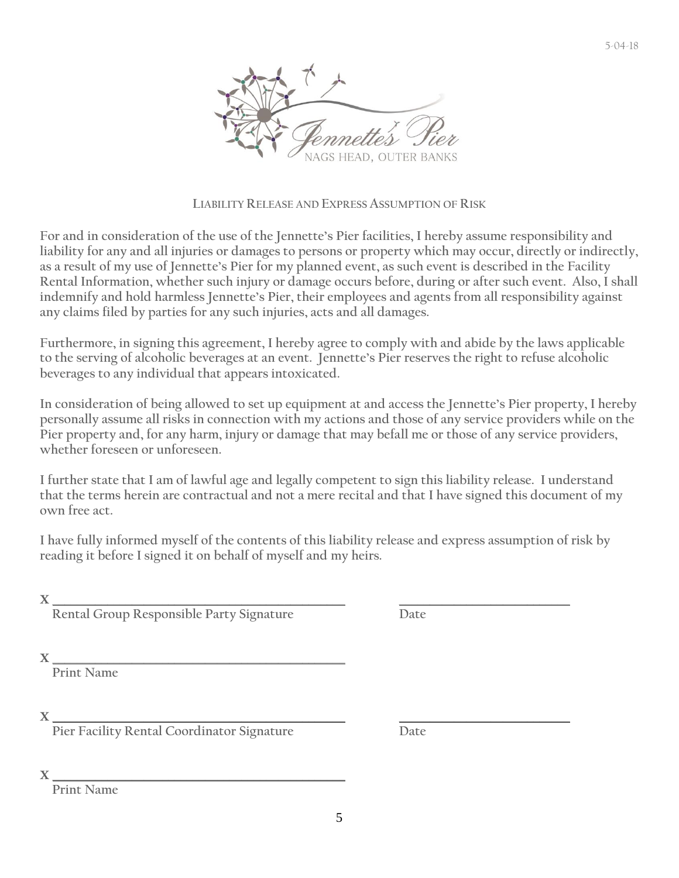Jennette's Pier

NAGS HEAD, OUTER BANKS

## LIABILITY RELEASE AND EXPRESS ASSUMPTION OF RISK

**For and in consideration of the use of the Jennette's Pier facilities, I hereby assume responsibility and liability for any and all injuries or damages to persons or property which may occur, directly or indirectly, as a result of my use of Jennette's Pier for my planned event, as such event is described in the Facility Rental Information, whether such injury or damage occurs before, during or after such event. Also, I shall indemnify and hold harmless Jennette's Pier, their employees and agents from all responsibility against any claims filed by parties for any such injuries, acts and all damages.**

**Furthermore, in signing this agreement, I hereby agree to comply with and abide by the laws applicable to the serving of alcoholic beverages at an event. Jennette's Pier reserves the right to refuse alcoholic beverages to any individual that appears intoxicated.**

**In consideration of being allowed to set up equipment at and access the Jennette's Pier property, I hereby personally assume all risks in connection with my actions and those of any service providers while on the Pier property and, for any harm, injury or damage that may befall me or those of any service providers, whether foreseen or unforeseen.**

**I further state that I am of lawful age and legally competent to sign this liability release. I understand that the terms herein are contractual and not a mere recital and that I have signed this document of my own free act.**

**I have fully informed myself of the contents of this liability release and express assumption of risk by reading it before I signed it on behalf of myself and my heirs.**

X ____________________________________________ ________________________

Rental Group Responsible Party Signature Date

X ____________________________________________

Print Name

X ____________________________________________ ________________________

Pier Facility Rental Coordinator Signature Date

X ____________________________________________

Print Name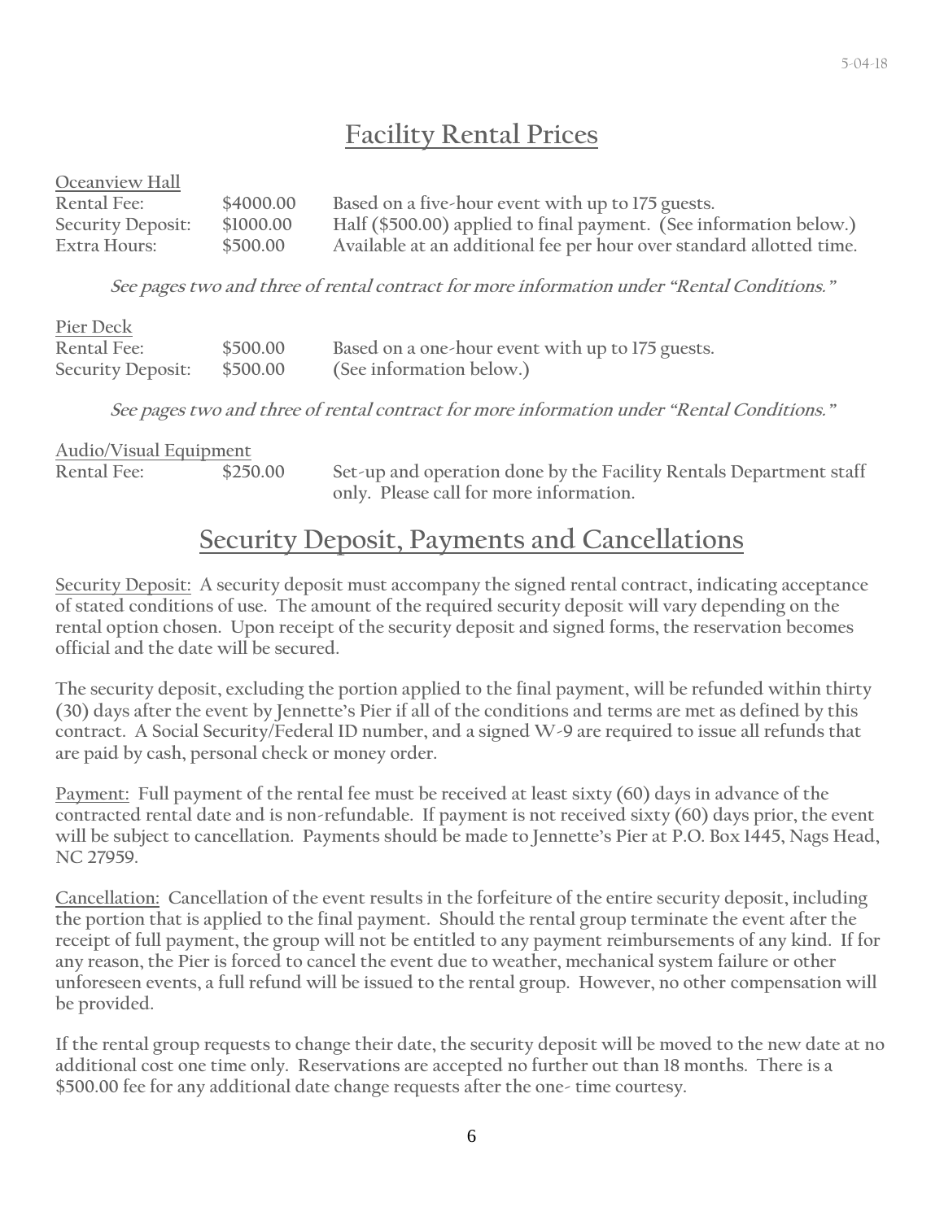## Facility Rental Prices

Oceanview Hall

| | | |
|---|---|---|
| Rental Fee: | $4000.00 | Based on a five-hour event with up to 175 guests. |
| Security Deposit: | $1000.00 | Half ($500.00) applied to final payment. (See information below.) |
| Extra Hours: | $500.00 | Available at an additional fee per hour over standard allotted time. |

*See pages two and three of rental contract for more information under "Rental Conditions."*

Pier Deck

| | | |
|---|---|---|
| Rental Fee: | $500.00 | Based on a one-hour event with up to 175 guests. |
| Security Deposit: | $500.00 | (See information below.) |

*See pages two and three of rental contract for more information under "Rental Conditions."*

Audio/Visual Equipment

| | | |
|---|---|---|
| Rental Fee: | $250.00 | Set-up and operation done by the Facility Rentals Department staff only. Please call for more information. |

## Security Deposit, Payments and Cancellations

Security Deposit: A security deposit must accompany the signed rental contract, indicating acceptance of stated conditions of use. The amount of the required security deposit will vary depending on the rental option chosen. Upon receipt of the security deposit and signed forms, the reservation becomes official and the date will be secured.

The security deposit, excluding the portion applied to the final payment, will be refunded within thirty (30) days after the event by Jennette's Pier if all of the conditions and terms are met as defined by this contract. A Social Security/Federal ID number, and a signed W-9 are required to issue all refunds that are paid by cash, personal check or money order.

Payment: Full payment of the rental fee must be received at least sixty (60) days in advance of the contracted rental date and is non-refundable. If payment is not received sixty (60) days prior, the event will be subject to cancellation. Payments should be made to Jennette's Pier at P.O. Box 1445, Nags Head, NC 27959.

Cancellation: Cancellation of the event results in the forfeiture of the entire security deposit, including the portion that is applied to the final payment. Should the rental group terminate the event after the receipt of full payment, the group will not be entitled to any payment reimbursements of any kind. If for any reason, the Pier is forced to cancel the event due to weather, mechanical system failure or other unforeseen events, a full refund will be issued to the rental group. However, no other compensation will be provided.

If the rental group requests to change their date, the security deposit will be moved to the new date at no additional cost one time only. Reservations are accepted no further out than 18 months. There is a $500.00 fee for any additional date change requests after the one- time courtesy.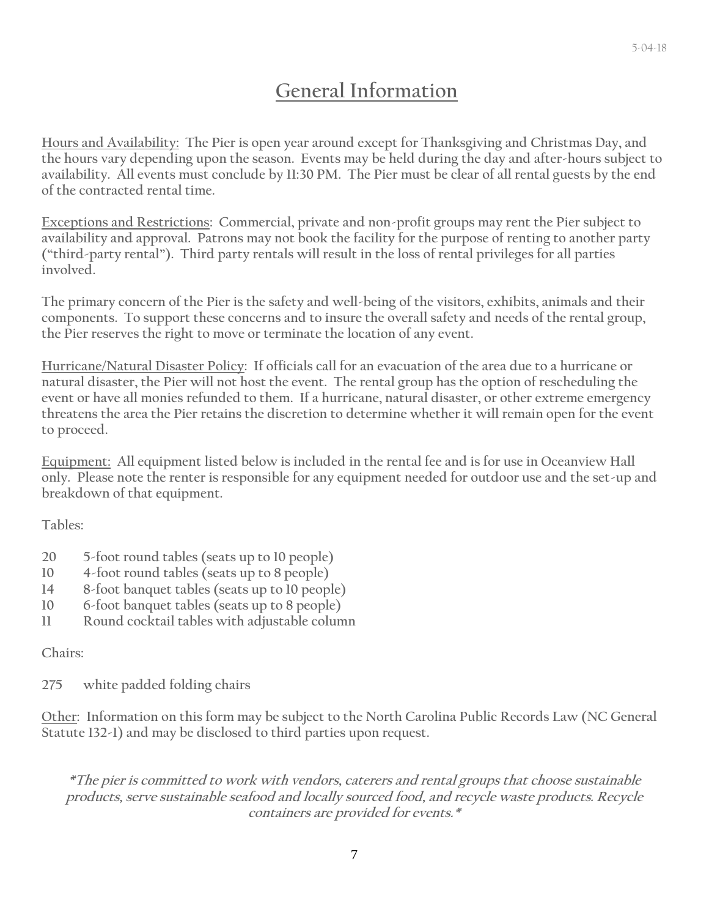# General Information

Hours and Availability: The Pier is open year around except for Thanksgiving and Christmas Day, and the hours vary depending upon the season. Events may be held during the day and after-hours subject to availability. All events must conclude by 11:30 PM. The Pier must be clear of all rental guests by the end of the contracted rental time.

Exceptions and Restrictions: Commercial, private and non-profit groups may rent the Pier subject to availability and approval. Patrons may not book the facility for the purpose of renting to another party ("third-party rental"). Third party rentals will result in the loss of rental privileges for all parties involved.

The primary concern of the Pier is the safety and well-being of the visitors, exhibits, animals and their components. To support these concerns and to insure the overall safety and needs of the rental group, the Pier reserves the right to move or terminate the location of any event.

Hurricane/Natural Disaster Policy: If officials call for an evacuation of the area due to a hurricane or natural disaster, the Pier will not host the event. The rental group has the option of rescheduling the event or have all monies refunded to them. If a hurricane, natural disaster, or other extreme emergency threatens the area the Pier retains the discretion to determine whether it will remain open for the event to proceed.

Equipment: All equipment listed below is included in the rental fee and is for use in Oceanview Hall only. Please note the renter is responsible for any equipment needed for outdoor use and the set-up and breakdown of that equipment.

Tables:

- 20 5-foot round tables (seats up to 10 people)
- 10 4-foot round tables (seats up to 8 people)
- 14 8-foot banquet tables (seats up to 10 people)
- 10 6-foot banquet tables (seats up to 8 people)
- 11 Round cocktail tables with adjustable column

Chairs:

- 275 white padded folding chairs

Other: Information on this form may be subject to the North Carolina Public Records Law (NC General Statute 132-1) and may be disclosed to third parties upon request.

***The pier is committed to work with vendors, caterers and rental groups that choose sustainable products, serve sustainable seafood and locally sourced food, and recycle waste products. Recycle containers are provided for events.***